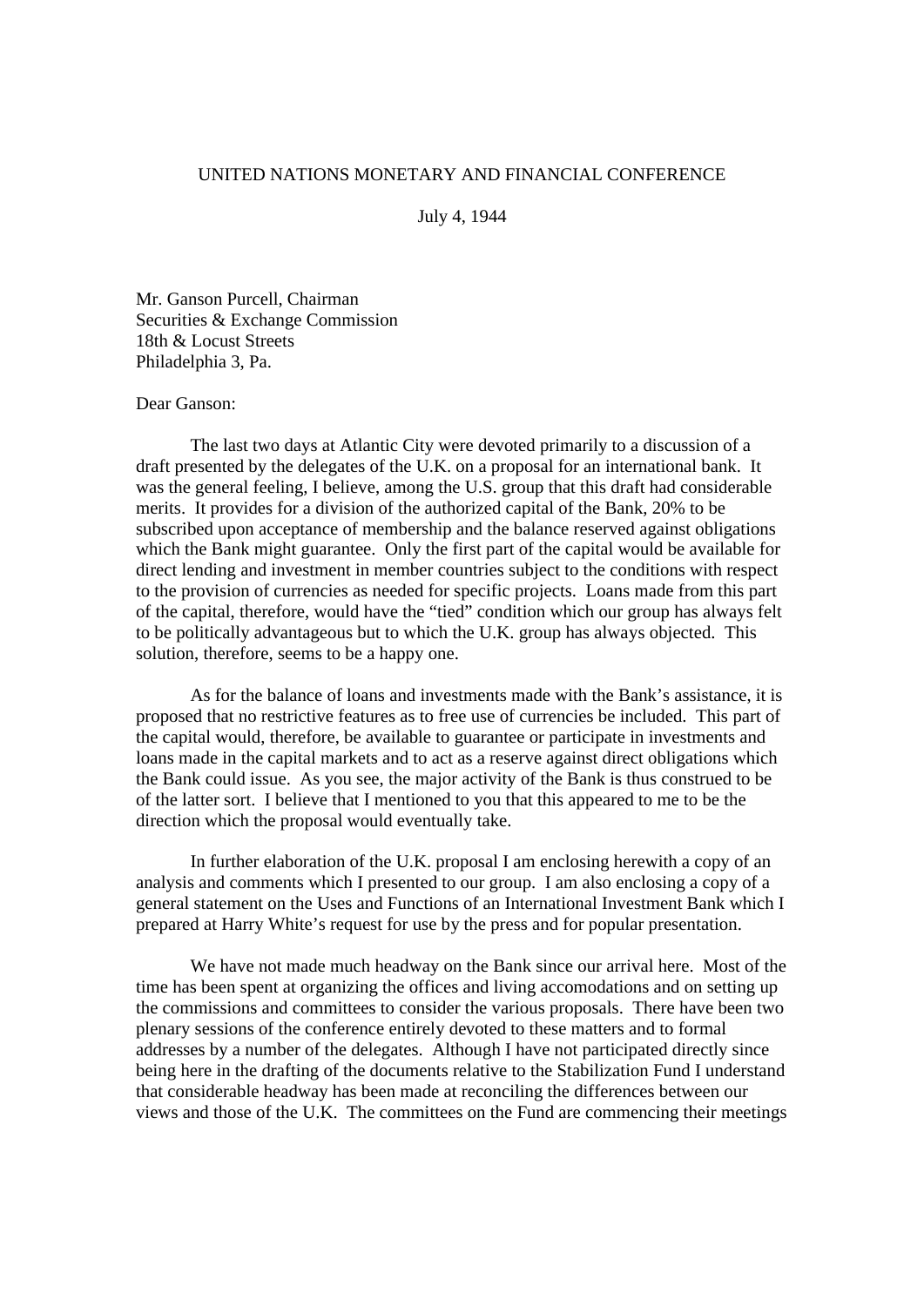UNITED NATIONS MONETARY AND FINANCIAL CONFERENCE

July 4, 1944

Mr. Ganson Purcell, Chairman
Securities & Exchange Commission
18th & Locust Streets
Philadelphia 3, Pa.

Dear Ganson:

The last two days at Atlantic City were devoted primarily to a discussion of a draft presented by the delegates of the U.K. on a proposal for an international bank. It was the general feeling, I believe, among the U.S. group that this draft had considerable merits. It provides for a division of the authorized capital of the Bank, 20% to be subscribed upon acceptance of membership and the balance reserved against obligations which the Bank might guarantee. Only the first part of the capital would be available for direct lending and investment in member countries subject to the conditions with respect to the provision of currencies as needed for specific projects. Loans made from this part of the capital, therefore, would have the "tied" condition which our group has always felt to be politically advantageous but to which the U.K. group has always objected. This solution, therefore, seems to be a happy one.

As for the balance of loans and investments made with the Bank's assistance, it is proposed that no restrictive features as to free use of currencies be included. This part of the capital would, therefore, be available to guarantee or participate in investments and loans made in the capital markets and to act as a reserve against direct obligations which the Bank could issue. As you see, the major activity of the Bank is thus construed to be of the latter sort. I believe that I mentioned to you that this appeared to me to be the direction which the proposal would eventually take.

In further elaboration of the U.K. proposal I am enclosing herewith a copy of an analysis and comments which I presented to our group. I am also enclosing a copy of a general statement on the Uses and Functions of an International Investment Bank which I prepared at Harry White's request for use by the press and for popular presentation.

We have not made much headway on the Bank since our arrival here. Most of the time has been spent at organizing the offices and living accomodations and on setting up the commissions and committees to consider the various proposals. There have been two plenary sessions of the conference entirely devoted to these matters and to formal addresses by a number of the delegates. Although I have not participated directly since being here in the drafting of the documents relative to the Stabilization Fund I understand that considerable headway has been made at reconciling the differences between our views and those of the U.K. The committees on the Fund are commencing their meetings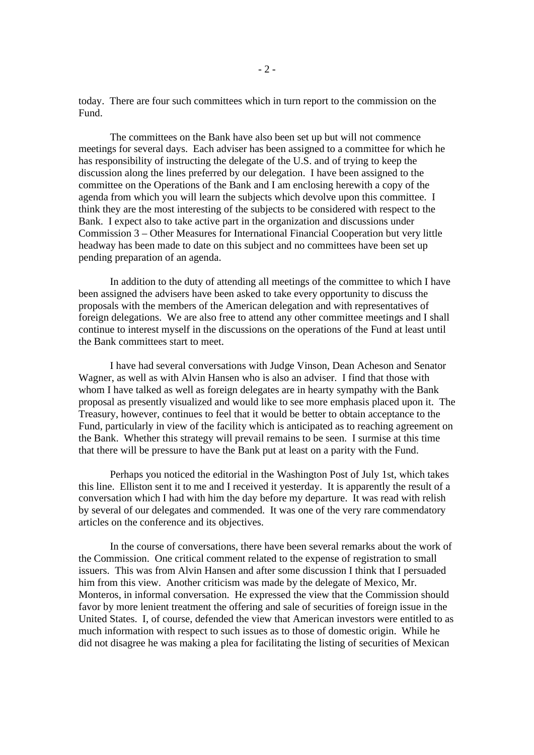today. There are four such committees which in turn report to the commission on the Fund.

The committees on the Bank have also been set up but will not commence meetings for several days. Each adviser has been assigned to a committee for which he has responsibility of instructing the delegate of the U.S. and of trying to keep the discussion along the lines preferred by our delegation. I have been assigned to the committee on the Operations of the Bank and I am enclosing herewith a copy of the agenda from which you will learn the subjects which devolve upon this committee. I think they are the most interesting of the subjects to be considered with respect to the Bank. I expect also to take active part in the organization and discussions under Commission 3 – Other Measures for International Financial Cooperation but very little headway has been made to date on this subject and no committees have been set up pending preparation of an agenda.

In addition to the duty of attending all meetings of the committee to which I have been assigned the advisers have been asked to take every opportunity to discuss the proposals with the members of the American delegation and with representatives of foreign delegations. We are also free to attend any other committee meetings and I shall continue to interest myself in the discussions on the operations of the Fund at least until the Bank committees start to meet.

I have had several conversations with Judge Vinson, Dean Acheson and Senator Wagner, as well as with Alvin Hansen who is also an adviser. I find that those with whom I have talked as well as foreign delegates are in hearty sympathy with the Bank proposal as presently visualized and would like to see more emphasis placed upon it. The Treasury, however, continues to feel that it would be better to obtain acceptance to the Fund, particularly in view of the facility which is anticipated as to reaching agreement on the Bank. Whether this strategy will prevail remains to be seen. I surmise at this time that there will be pressure to have the Bank put at least on a parity with the Fund.

Perhaps you noticed the editorial in the Washington Post of July 1st, which takes this line. Elliston sent it to me and I received it yesterday. It is apparently the result of a conversation which I had with him the day before my departure. It was read with relish by several of our delegates and commended. It was one of the very rare commendatory articles on the conference and its objectives.

In the course of conversations, there have been several remarks about the work of the Commission. One critical comment related to the expense of registration to small issuers. This was from Alvin Hansen and after some discussion I think that I persuaded him from this view. Another criticism was made by the delegate of Mexico, Mr. Monteros, in informal conversation. He expressed the view that the Commission should favor by more lenient treatment the offering and sale of securities of foreign issue in the United States. I, of course, defended the view that American investors were entitled to as much information with respect to such issues as to those of domestic origin. While he did not disagree he was making a plea for facilitating the listing of securities of Mexican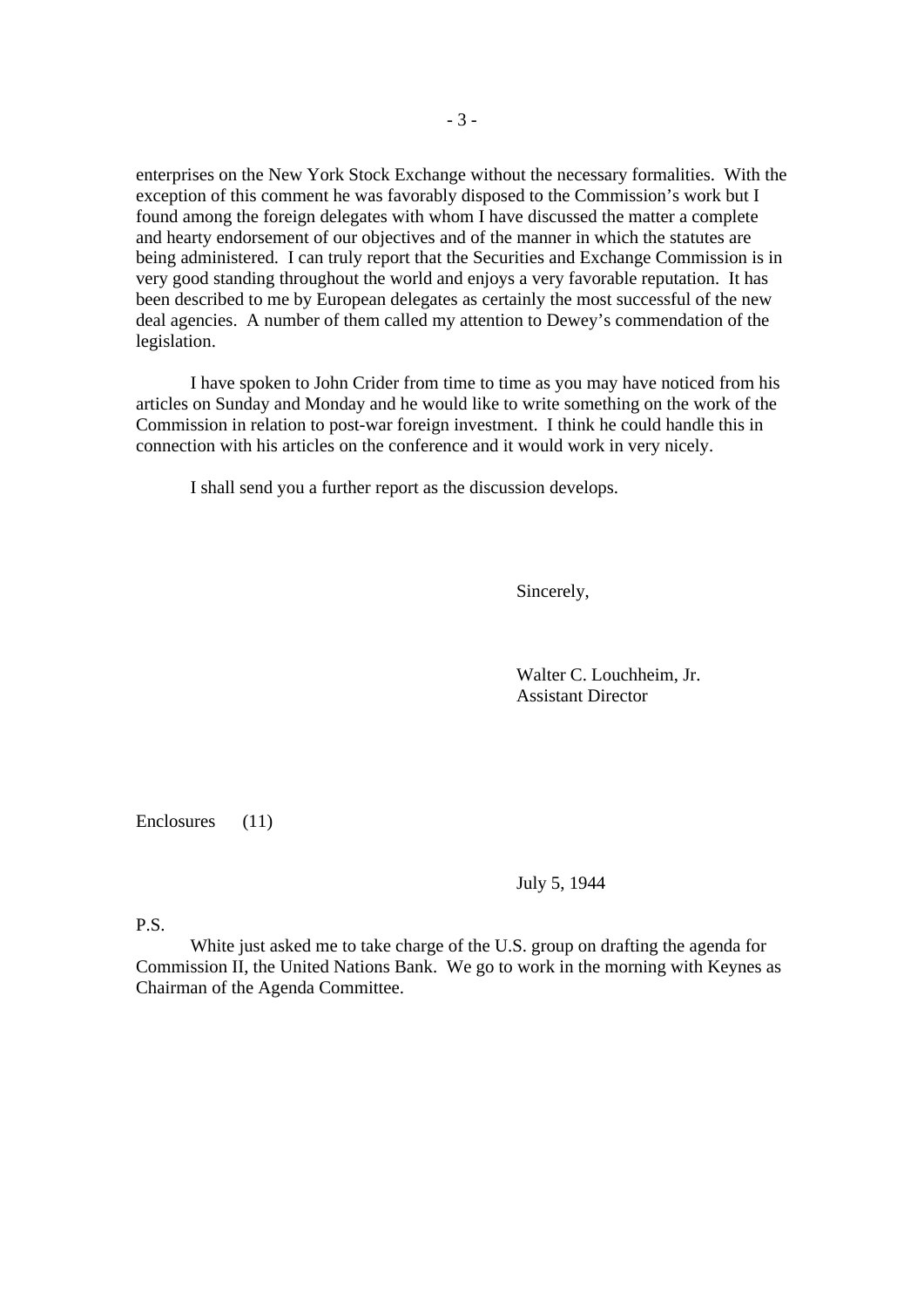enterprises on the New York Stock Exchange without the necessary formalities. With the exception of this comment he was favorably disposed to the Commission's work but I found among the foreign delegates with whom I have discussed the matter a complete and hearty endorsement of our objectives and of the manner in which the statutes are being administered. I can truly report that the Securities and Exchange Commission is in very good standing throughout the world and enjoys a very favorable reputation. It has been described to me by European delegates as certainly the most successful of the new deal agencies. A number of them called my attention to Dewey's commendation of the legislation.

I have spoken to John Crider from time to time as you may have noticed from his articles on Sunday and Monday and he would like to write something on the work of the Commission in relation to post-war foreign investment. I think he could handle this in connection with his articles on the conference and it would work in very nicely.

I shall send you a further report as the discussion develops.

Sincerely,

Walter C. Louchheim, Jr.
Assistant Director

Enclosures (11)

July 5, 1944

P.S.

White just asked me to take charge of the U.S. group on drafting the agenda for Commission II, the United Nations Bank. We go to work in the morning with Keynes as Chairman of the Agenda Committee.